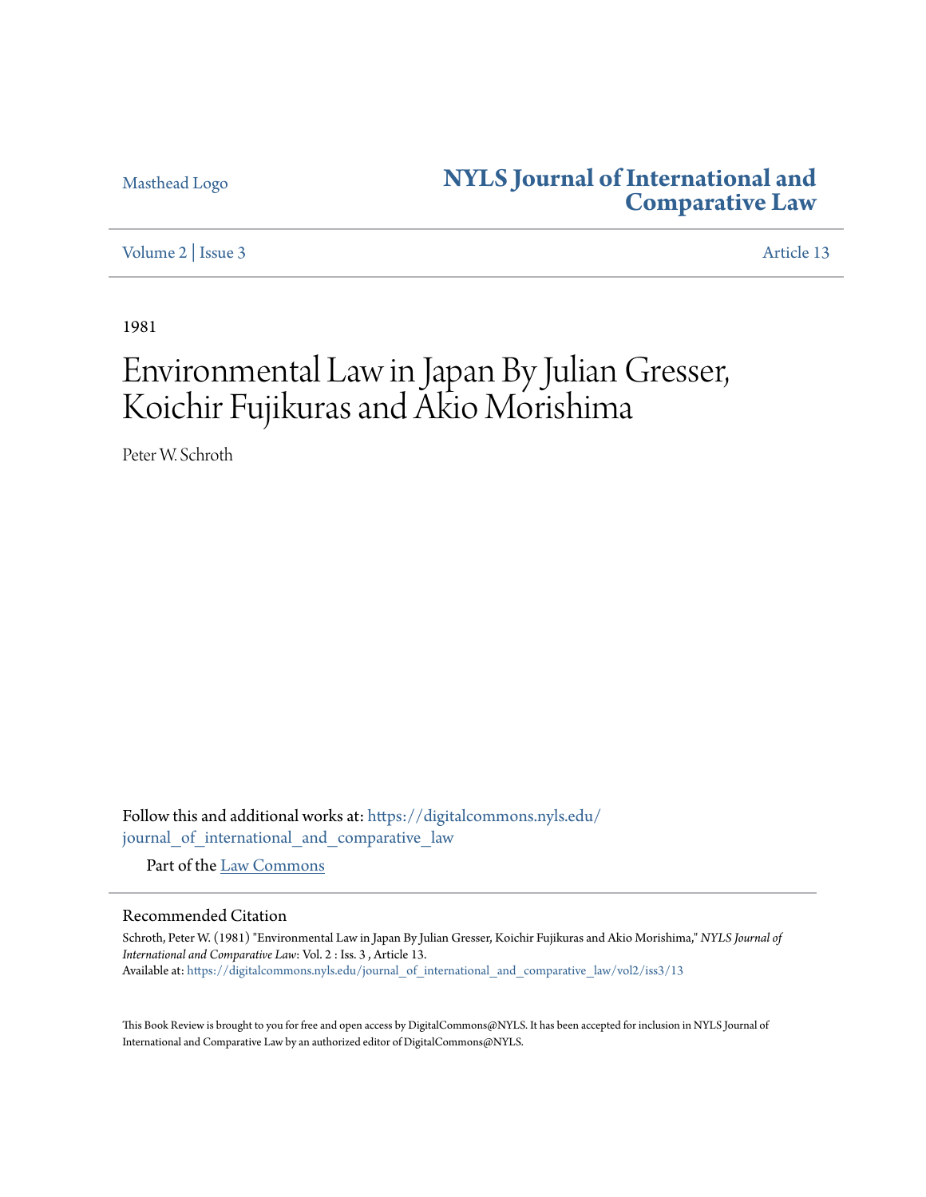Masthead Logo

# NYLS Journal of International and Comparative Law

Volume 2 | Issue 3

Article 13

1981

# Environmental Law in Japan By Julian Gresser, Koichir Fujikuras and Akio Morishima

Peter W. Schroth

Follow this and additional works at: https://digitalcommons.nyls.edu/journal_of_international_and_comparative_law

Part of the Law Commons

## Recommended Citation

Schroth, Peter W. (1981) "Environmental Law in Japan By Julian Gresser, Koichir Fujikuras and Akio Morishima," *NYLS Journal of International and Comparative Law*: Vol. 2 : Iss. 3 , Article 13.
Available at: https://digitalcommons.nyls.edu/journal_of_international_and_comparative_law/vol2/iss3/13

This Book Review is brought to you for free and open access by DigitalCommons@NYLS. It has been accepted for inclusion in NYLS Journal of International and Comparative Law by an authorized editor of DigitalCommons@NYLS.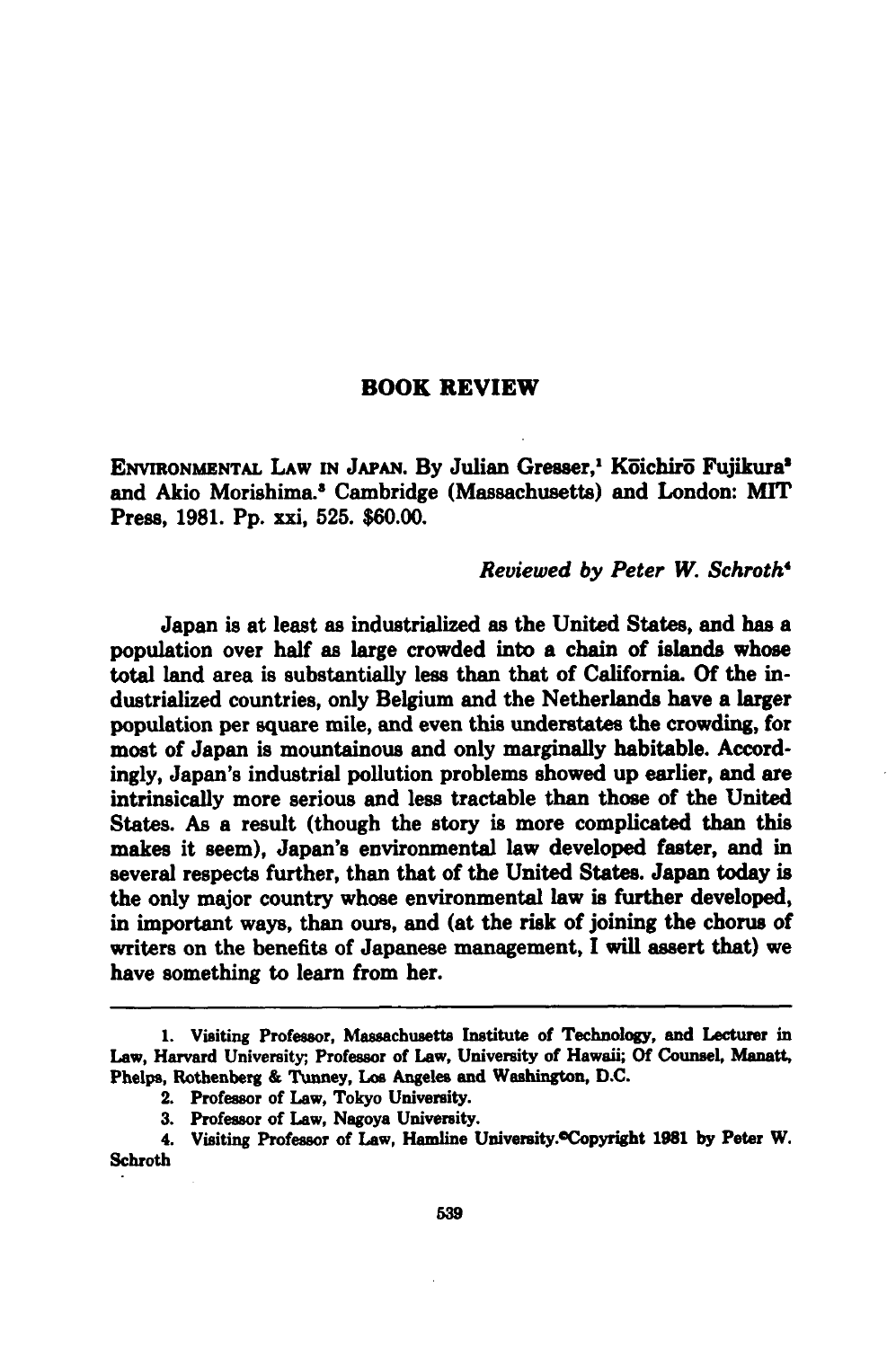## BOOK REVIEW

ENVIRONMENTAL LAW IN JAPAN. By Julian Gresser,[1] Kōichirō Fujikura[2] and Akio Morishima.[3] Cambridge (Massachusetts) and London: MIT Press, 1981. Pp. xxi, 525. $60.00.

*Reviewed by Peter W. Schroth*[4]

Japan is at least as industrialized as the United States, and has a population over half as large crowded into a chain of islands whose total land area is substantially less than that of California. Of the industrialized countries, only Belgium and the Netherlands have a larger population per square mile, and even this understates the crowding, for most of Japan is mountainous and only marginally habitable. Accordingly, Japan's industrial pollution problems showed up earlier, and are intrinsically more serious and less tractable than those of the United States. As a result (though the story is more complicated than this makes it seem), Japan's environmental law developed faster, and in several respects further, than that of the United States. Japan today is the only major country whose environmental law is further developed, in important ways, than ours, and (at the risk of joining the chorus of writers on the benefits of Japanese management, I will assert that) we have something to learn from her.

---

1. Visiting Professor, Massachusetts Institute of Technology, and Lecturer in Law, Harvard University; Professor of Law, University of Hawaii; Of Counsel, Manatt, Phelps, Rothenberg & Tunney, Los Angeles and Washington, D.C.

2. Professor of Law, Tokyo University.

3. Professor of Law, Nagoya University.

4. Visiting Professor of Law, Hamline University. ©Copyright 1981 by Peter W. Schroth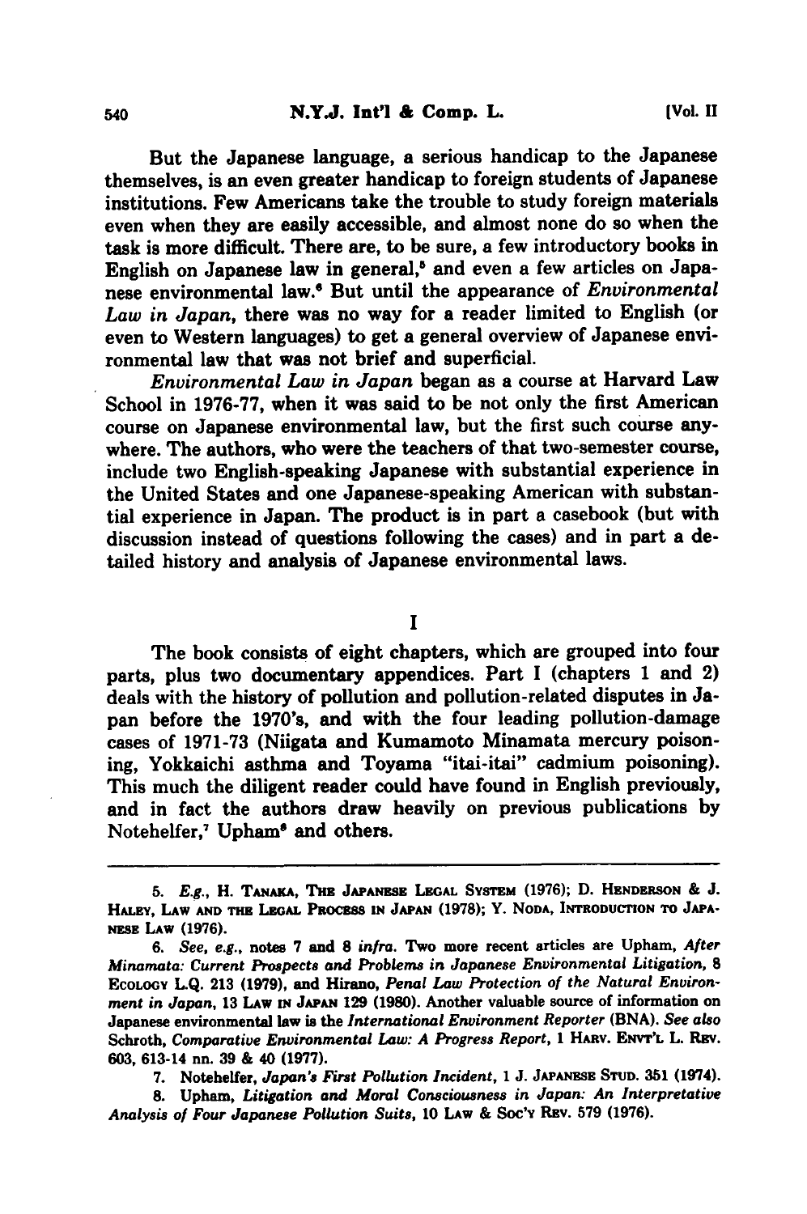But the Japanese language, a serious handicap to the Japanese themselves, is an even greater handicap to foreign students of Japanese institutions. Few Americans take the trouble to study foreign materials even when they are easily accessible, and almost none do so when the task is more difficult. There are, to be sure, a few introductory books in English on Japanese law in general,[5] and even a few articles on Japanese environmental law.[6] But until the appearance of *Environmental Law in Japan*, there was no way for a reader limited to English (or even to Western languages) to get a general overview of Japanese environmental law that was not brief and superficial.

*Environmental Law in Japan* began as a course at Harvard Law School in 1976-77, when it was said to be not only the first American course on Japanese environmental law, but the first such course anywhere. The authors, who were the teachers of that two-semester course, include two English-speaking Japanese with substantial experience in the United States and one Japanese-speaking American with substantial experience in Japan. The product is in part a casebook (but with discussion instead of questions following the cases) and in part a detailed history and analysis of Japanese environmental laws.

## I

The book consists of eight chapters, which are grouped into four parts, plus two documentary appendices. Part I (chapters 1 and 2) deals with the history of pollution and pollution-related disputes in Japan before the 1970's, and with the four leading pollution-damage cases of 1971-73 (Niigata and Kumamoto Minamata mercury poisoning, Yokkaichi asthma and Toyama "itai-itai" cadmium poisoning). This much the diligent reader could have found in English previously, and in fact the authors draw heavily on previous publications by Notehelfer,[7] Upham[8] and others.

---

5. *E.g.*, H. Tanaka, The Japanese Legal System (1976); D. Henderson & J. Haley, Law and the Legal Process in Japan (1978); Y. Noda, Introduction to Japanese Law (1976).

6. *See, e.g.*, notes 7 and 8 *infra*. Two more recent articles are Upham, *After Minamata: Current Prospects and Problems in Japanese Environmental Litigation*, 8 Ecology L.Q. 213 (1979), and Hirano, *Penal Law Protection of the Natural Environment in Japan*, 13 Law in Japan 129 (1980). Another valuable source of information on Japanese environmental law is the *International Environment Reporter* (BNA). *See also* Schroth, *Comparative Environmental Law: A Progress Report*, 1 Harv. Envt'l L. Rev. 603, 613-14 nn. 39 & 40 (1977).

7. Notehelfer, *Japan's First Pollution Incident*, 1 J. Japanese Stud. 351 (1974).

8. Upham, *Litigation and Moral Consciousness in Japan: An Interpretative Analysis of Four Japanese Pollution Suits*, 10 Law & Soc'y Rev. 579 (1976).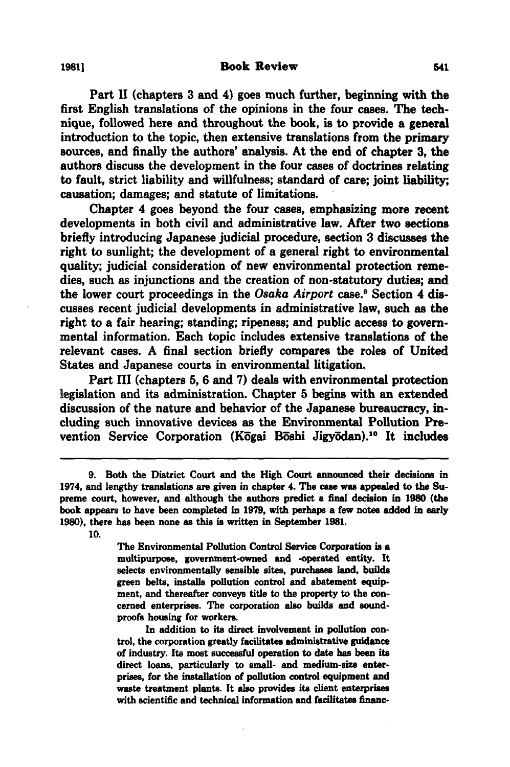Part II (chapters 3 and 4) goes much further, beginning with the first English translations of the opinions in the four cases. The technique, followed here and throughout the book, is to provide a general introduction to the topic, then extensive translations from the primary sources, and finally the authors' analysis. At the end of chapter 3, the authors discuss the development in the four cases of doctrines relating to fault, strict liability and willfulness; standard of care; joint liability; causation; damages; and statute of limitations.

Chapter 4 goes beyond the four cases, emphasizing more recent developments in both civil and administrative law. After two sections briefly introducing Japanese judicial procedure, section 3 discusses the right to sunlight; the development of a general right to environmental quality; judicial consideration of new environmental protection remedies, such as injunctions and the creation of non-statutory duties; and the lower court proceedings in the *Osaka Airport* case.[9] Section 4 discusses recent judicial developments in administrative law, such as the right to a fair hearing; standing; ripeness; and public access to governmental information. Each topic includes extensive translations of the relevant cases. A final section briefly compares the roles of United States and Japanese courts in environmental litigation.

Part III (chapters 5, 6 and 7) deals with environmental protection legislation and its administration. Chapter 5 begins with an extended discussion of the nature and behavior of the Japanese bureaucracy, including such innovative devices as the Environmental Pollution Prevention Service Corporation (Kōgai Bōshi Jigyōdan).[10] It includes

---

9. Both the District Court and the High Court announced their decisions in 1974, and lengthy translations are given in chapter 4. The case was appealed to the Supreme court, however, and although the authors predict a final decision in 1980 (the book appears to have been completed in 1979, with perhaps a few notes added in early 1980), there has been none as this is written in September 1981.

10.

> The Environmental Pollution Control Service Corporation is a multipurpose, government-owned and -operated entity. It selects environmentally sensible sites, purchases land, builds green belts, installs pollution control and abatement equipment, and thereafter conveys title to the property to the concerned enterprises. The corporation also builds and soundproofs housing for workers.
>
> In addition to its direct involvement in pollution control, the corporation greatly facilitates administrative guidance of industry. Its most successful operation to date has been its direct loans, particularly to small- and medium-size enterprises, for the installation of pollution control equipment and waste treatment plants. It also provides its client enterprises with scientific and technical information and facilitates financ-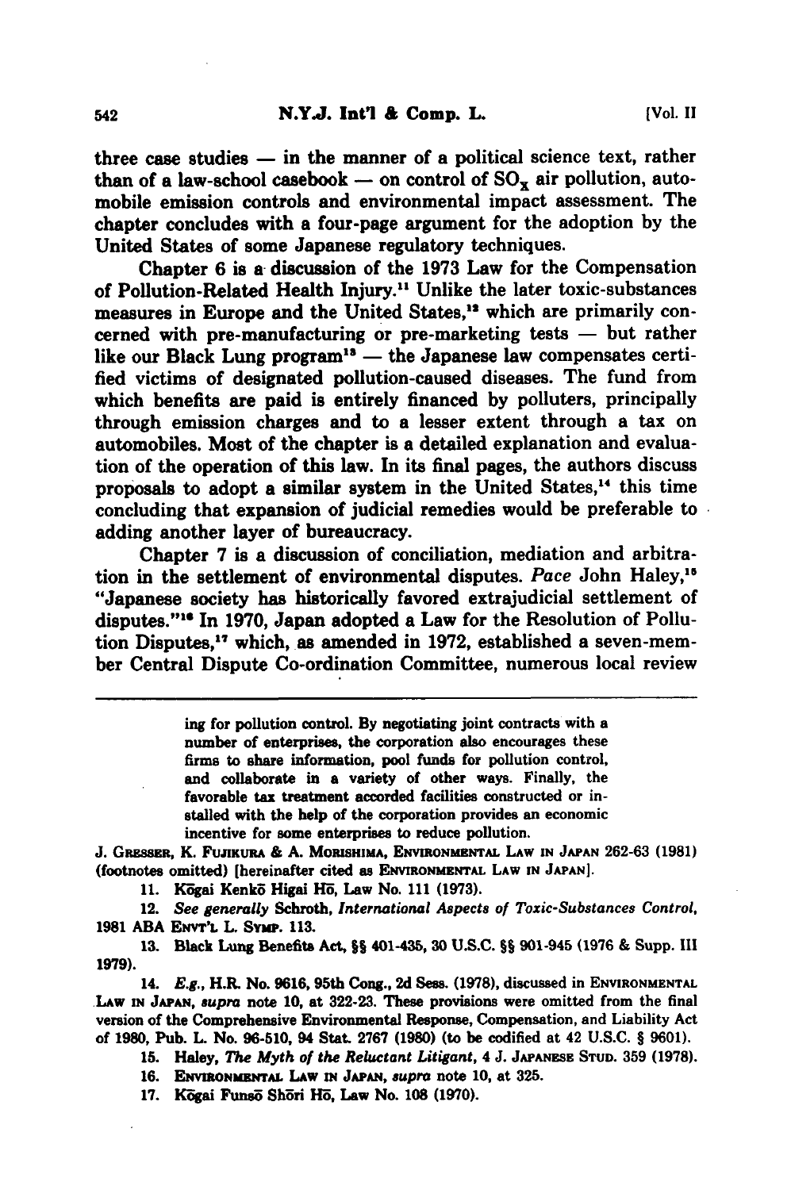three case studies — in the manner of a political science text, rather than of a law-school casebook — on control of $SO_X$ air pollution, automobile emission controls and environmental impact assessment. The chapter concludes with a four-page argument for the adoption by the United States of some Japanese regulatory techniques.

Chapter 6 is a discussion of the 1973 Law for the Compensation of Pollution-Related Health Injury.[11] Unlike the later toxic-substances measures in Europe and the United States,[12] which are primarily concerned with pre-manufacturing or pre-marketing tests — but rather like our Black Lung program[13] — the Japanese law compensates certified victims of designated pollution-caused diseases. The fund from which benefits are paid is entirely financed by polluters, principally through emission charges and to a lesser extent through a tax on automobiles. Most of the chapter is a detailed explanation and evaluation of the operation of this law. In its final pages, the authors discuss proposals to adopt a similar system in the United States,[14] this time concluding that expansion of judicial remedies would be preferable to adding another layer of bureaucracy.

Chapter 7 is a discussion of conciliation, mediation and arbitration in the settlement of environmental disputes. *Pace* John Haley,[15] "Japanese society has historically favored extrajudicial settlement of disputes."[16] In 1970, Japan adopted a Law for the Resolution of Pollution Disputes,[17] which, as amended in 1972, established a seven-member Central Dispute Co-ordination Committee, numerous local review

---

> ing for pollution control. By negotiating joint contracts with a number of enterprises, the corporation also encourages these firms to share information, pool funds for pollution control, and collaborate in a variety of other ways. Finally, the favorable tax treatment accorded facilities constructed or installed with the help of the corporation provides an economic incentive for some enterprises to reduce pollution.

J. Gresser, K. Fujikura & A. Morishima, Environmental Law in Japan 262-63 (1981) (footnotes omitted) [hereinafter cited as Environmental Law in Japan].

11. Kōgai Kenkō Higai Hō, Law No. 111 (1973).

12. *See generally* Schroth, *International Aspects of Toxic-Substances Control*, 1981 ABA Envt'l L. Symp. 113.

13. Black Lung Benefits Act, §§ 401-435, 30 U.S.C. §§ 901-945 (1976 & Supp. III 1979).

14. *E.g.*, H.R. No. 9616, 95th Cong., 2d Sess. (1978), discussed in Environmental Law in Japan, *supra* note 10, at 322-23. These provisions were omitted from the final version of the Comprehensive Environmental Response, Compensation, and Liability Act of 1980, Pub. L. No. 96-510, 94 Stat. 2767 (1980) (to be codified at 42 U.S.C. § 9601).

15. Haley, *The Myth of the Reluctant Litigant*, 4 J. Japanese Stud. 359 (1978).

16. Environmental Law in Japan, *supra* note 10, at 325.

17. Kōgai Funsō Shōri Hō, Law No. 108 (1970).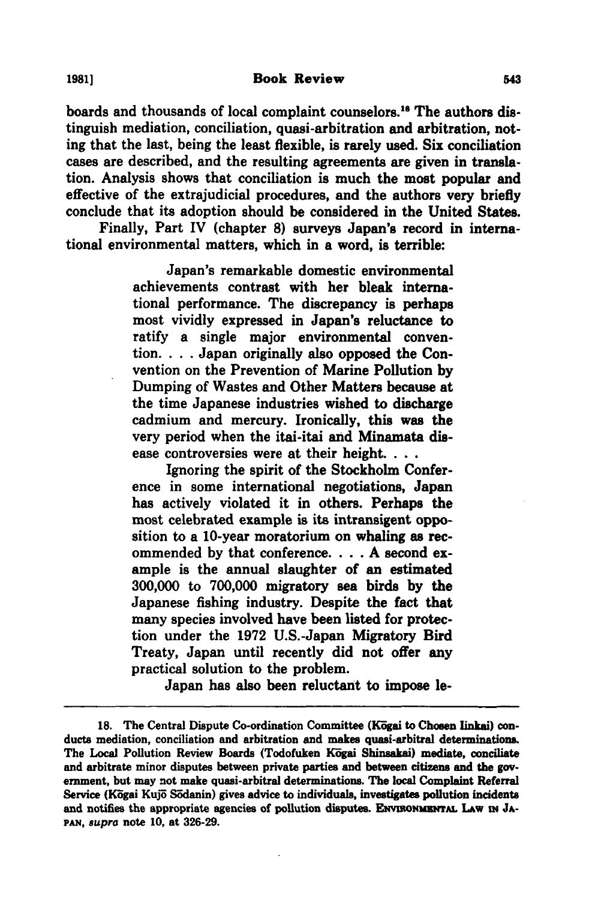boards and thousands of local complaint counselors.[18] The authors distinguish mediation, conciliation, quasi-arbitration and arbitration, noting that the last, being the least flexible, is rarely used. Six conciliation cases are described, and the resulting agreements are given in translation. Analysis shows that conciliation is much the most popular and effective of the extrajudicial procedures, and the authors very briefly conclude that its adoption should be considered in the United States.

Finally, Part IV (chapter 8) surveys Japan's record in international environmental matters, which in a word, is terrible:

> Japan's remarkable domestic environmental achievements contrast with her bleak international performance. The discrepancy is perhaps most vividly expressed in Japan's reluctance to ratify a single major environmental convention. . . . Japan originally also opposed the Convention on the Prevention of Marine Pollution by Dumping of Wastes and Other Matters because at the time Japanese industries wished to discharge cadmium and mercury. Ironically, this was the very period when the itai-itai and Minamata disease controversies were at their height. . . .
>
> Ignoring the spirit of the Stockholm Conference in some international negotiations, Japan has actively violated it in others. Perhaps the most celebrated example is its intransigent opposition to a 10-year moratorium on whaling as recommended by that conference. . . . A second example is the annual slaughter of an estimated 300,000 to 700,000 migratory sea birds by the Japanese fishing industry. Despite the fact that many species involved have been listed for protection under the 1972 U.S.-Japan Migratory Bird Treaty, Japan until recently did not offer any practical solution to the problem.
>
> Japan has also been reluctant to impose le-

---

18. The Central Dispute Co-ordination Committee (Kōgai to Chosen Iinkai) conducts mediation, conciliation and arbitration and makes quasi-arbitral determinations. The Local Pollution Review Boards (Todofuken Kōgai Shinsakai) mediate, conciliate and arbitrate minor disputes between private parties and between citizens and the government, but may not make quasi-arbitral determinations. The local Complaint Referral Service (Kōgai Kujō Sōdanin) gives advice to individuals, investigates pollution incidents and notifies the appropriate agencies of pollution disputes. ENVIRONMENTAL LAW IN JAPAN, *supra* note 10, at 326-29.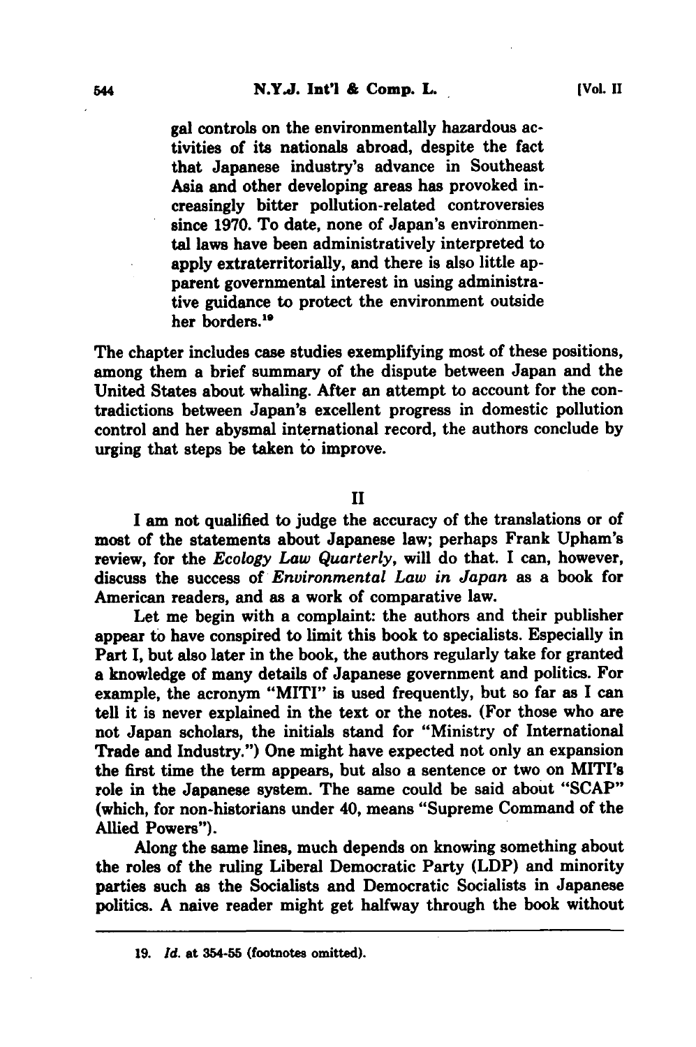> gal controls on the environmentally hazardous activities of its nationals abroad, despite the fact that Japanese industry's advance in Southeast Asia and other developing areas has provoked increasingly bitter pollution-related controversies since 1970. To date, none of Japan's environmental laws have been administratively interpreted to apply extraterritorially, and there is also little apparent governmental interest in using administrative guidance to protect the environment outside her borders.[19]

The chapter includes case studies exemplifying most of these positions, among them a brief summary of the dispute between Japan and the United States about whaling. After an attempt to account for the contradictions between Japan's excellent progress in domestic pollution control and her abysmal international record, the authors conclude by urging that steps be taken to improve.

## II

I am not qualified to judge the accuracy of the translations or of most of the statements about Japanese law; perhaps Frank Upham's review, for the *Ecology Law Quarterly*, will do that. I can, however, discuss the success of *Environmental Law in Japan* as a book for American readers, and as a work of comparative law.

Let me begin with a complaint: the authors and their publisher appear to have conspired to limit this book to specialists. Especially in Part I, but also later in the book, the authors regularly take for granted a knowledge of many details of Japanese government and politics. For example, the acronym "MITI" is used frequently, but so far as I can tell it is never explained in the text or the notes. (For those who are not Japan scholars, the initials stand for "Ministry of International Trade and Industry.") One might have expected not only an expansion the first time the term appears, but also a sentence or two on MITI's role in the Japanese system. The same could be said about "SCAP" (which, for non-historians under 40, means "Supreme Command of the Allied Powers").

Along the same lines, much depends on knowing something about the roles of the ruling Liberal Democratic Party (LDP) and minority parties such as the Socialists and Democratic Socialists in Japanese politics. A naive reader might get halfway through the book without

---

19. *Id.* at 354-55 (footnotes omitted).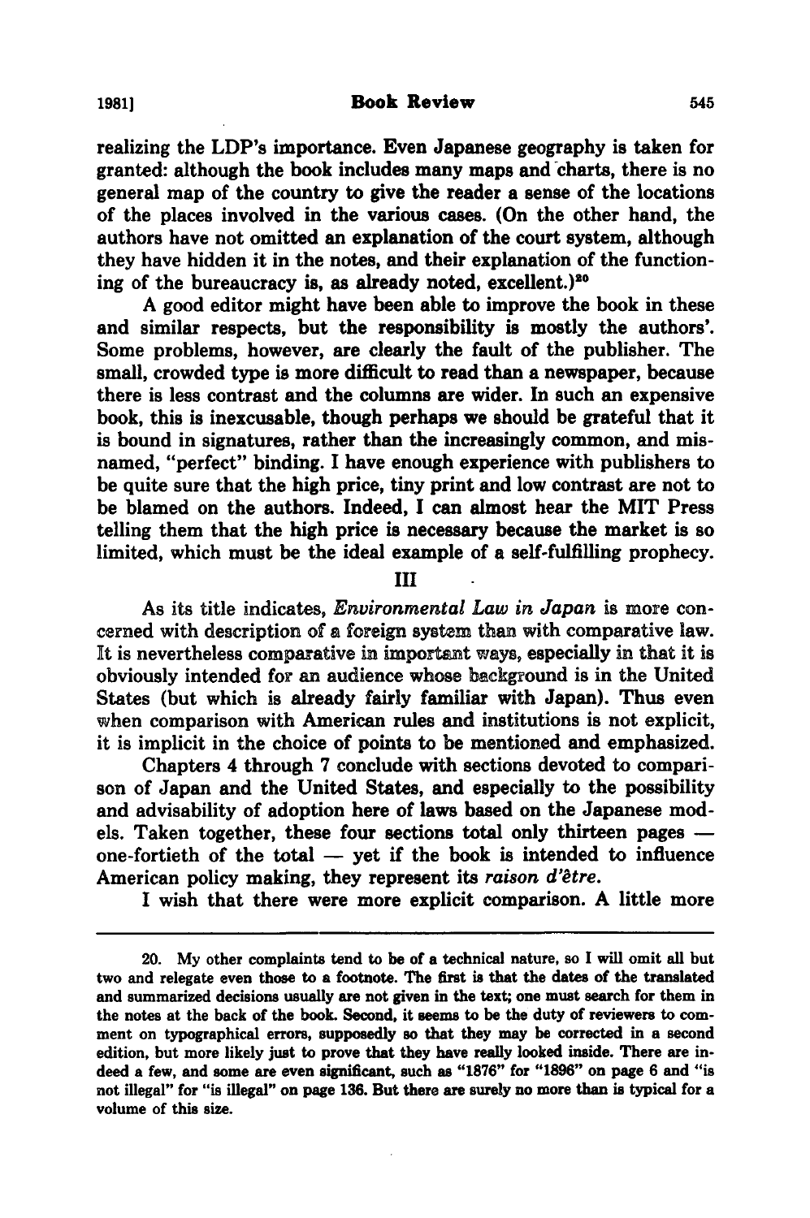realizing the LDP's importance. Even Japanese geography is taken for granted: although the book includes many maps and charts, there is no general map of the country to give the reader a sense of the locations of the places involved in the various cases. (On the other hand, the authors have not omitted an explanation of the court system, although they have hidden it in the notes, and their explanation of the functioning of the bureaucracy is, as already noted, excellent.)[20]

A good editor might have been able to improve the book in these and similar respects, but the responsibility is mostly the authors'. Some problems, however, are clearly the fault of the publisher. The small, crowded type is more difficult to read than a newspaper, because there is less contrast and the columns are wider. In such an expensive book, this is inexcusable, though perhaps we should be grateful that it is bound in signatures, rather than the increasingly common, and misnamed, "perfect" binding. I have enough experience with publishers to be quite sure that the high price, tiny print and low contrast are not to be blamed on the authors. Indeed, I can almost hear the MIT Press telling them that the high price is necessary because the market is so limited, which must be the ideal example of a self-fulfilling prophecy.

## III

As its title indicates, *Environmental Law in Japan* is more concerned with description of a foreign system than with comparative law. It is nevertheless comparative in important ways, especially in that it is obviously intended for an audience whose background is in the United States (but which is already fairly familiar with Japan). Thus even when comparison with American rules and institutions is not explicit, it is implicit in the choice of points to be mentioned and emphasized.

Chapters 4 through 7 conclude with sections devoted to comparison of Japan and the United States, and especially to the possibility and advisability of adoption here of laws based on the Japanese models. Taken together, these four sections total only thirteen pages — one-fortieth of the total — yet if the book is intended to influence American policy making, they represent its *raison d'être*.

I wish that there were more explicit comparison. A little more

---

20. My other complaints tend to be of a technical nature, so I will omit all but two and relegate even those to a footnote. The first is that the dates of the translated and summarized decisions usually are not given in the text; one must search for them in the notes at the back of the book. Second, it seems to be the duty of reviewers to comment on typographical errors, supposedly so that they may be corrected in a second edition, but more likely just to prove that they have really looked inside. There are indeed a few, and some are even significant, such as "1876" for "1896" on page 6 and "is not illegal" for "is illegal" on page 136. But there are surely no more than is typical for a volume of this size.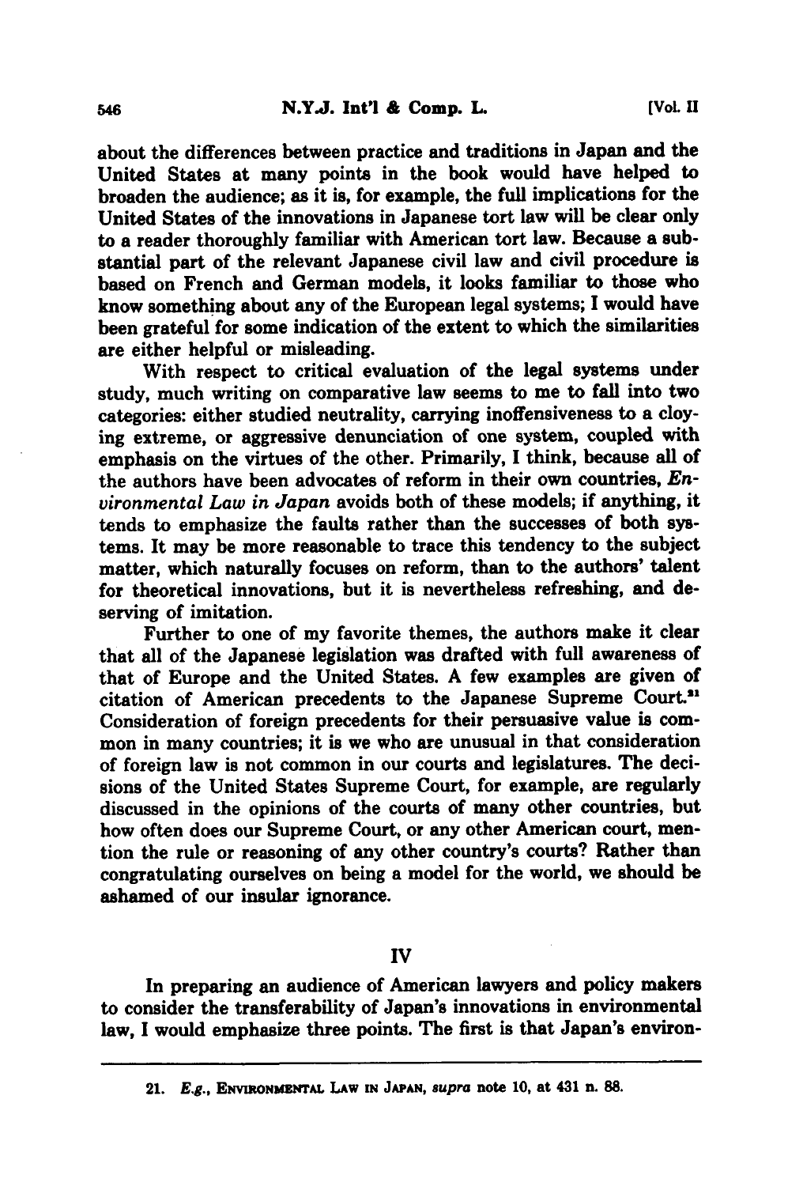about the differences between practice and traditions in Japan and the United States at many points in the book would have helped to broaden the audience; as it is, for example, the full implications for the United States of the innovations in Japanese tort law will be clear only to a reader thoroughly familiar with American tort law. Because a substantial part of the relevant Japanese civil law and civil procedure is based on French and German models, it looks familiar to those who know something about any of the European legal systems; I would have been grateful for some indication of the extent to which the similarities are either helpful or misleading.

With respect to critical evaluation of the legal systems under study, much writing on comparative law seems to me to fall into two categories: either studied neutrality, carrying inoffensiveness to a cloying extreme, or aggressive denunciation of one system, coupled with emphasis on the virtues of the other. Primarily, I think, because all of the authors have been advocates of reform in their own countries, *Environmental Law in Japan* avoids both of these models; if anything, it tends to emphasize the faults rather than the successes of both systems. It may be more reasonable to trace this tendency to the subject matter, which naturally focuses on reform, than to the authors' talent for theoretical innovations, but it is nevertheless refreshing, and deserving of imitation.

Further to one of my favorite themes, the authors make it clear that all of the Japanese legislation was drafted with full awareness of that of Europe and the United States. A few examples are given of citation of American precedents to the Japanese Supreme Court.[21] Consideration of foreign precedents for their persuasive value is common in many countries; it is we who are unusual in that consideration of foreign law is not common in our courts and legislatures. The decisions of the United States Supreme Court, for example, are regularly discussed in the opinions of the courts of many other countries, but how often does our Supreme Court, or any other American court, mention the rule or reasoning of any other country's courts? Rather than congratulating ourselves on being a model for the world, we should be ashamed of our insular ignorance.

## IV

In preparing an audience of American lawyers and policy makers to consider the transferability of Japan's innovations in environmental law, I would emphasize three points. The first is that Japan's environ-

---

21. *E.g.*, ENVIRONMENTAL LAW IN JAPAN, *supra* note 10, at 431 n. 88.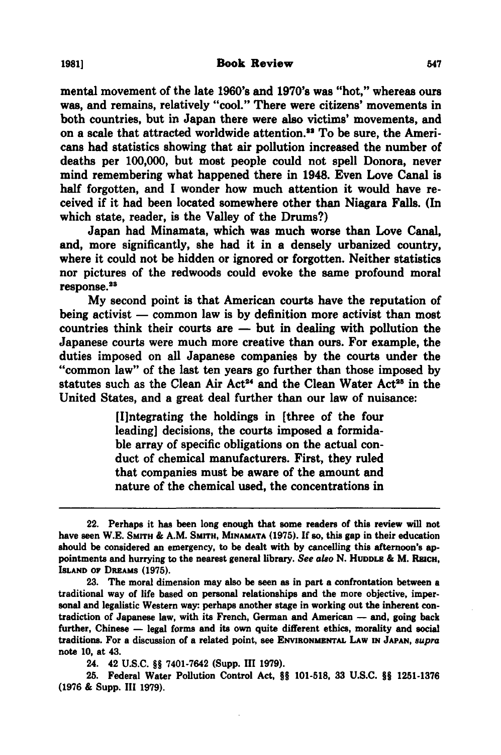mental movement of the late 1960's and 1970's was "hot," whereas ours was, and remains, relatively "cool." There were citizens' movements in both countries, but in Japan there were also victims' movements, and on a scale that attracted worldwide attention.[22] To be sure, the Americans had statistics showing that air pollution increased the number of deaths per 100,000, but most people could not spell Donora, never mind remembering what happened there in 1948. Even Love Canal is half forgotten, and I wonder how much attention it would have received if it had been located somewhere other than Niagara Falls. (In which state, reader, is the Valley of the Drums?)

Japan had Minamata, which was much worse than Love Canal, and, more significantly, she had it in a densely urbanized country, where it could not be hidden or ignored or forgotten. Neither statistics nor pictures of the redwoods could evoke the same profound moral response.[23]

My second point is that American courts have the reputation of being activist — common law is by definition more activist than most countries think their courts are — but in dealing with pollution the Japanese courts were much more creative than ours. For example, the duties imposed on all Japanese companies by the courts under the "common law" of the last ten years go further than those imposed by statutes such as the Clean Air Act[24] and the Clean Water Act[25] in the United States, and a great deal further than our law of nuisance:

> [I]ntegrating the holdings in [three of the four leading] decisions, the courts imposed a formidable array of specific obligations on the actual conduct of chemical manufacturers. First, they ruled that companies must be aware of the amount and nature of the chemical used, the concentrations in

---

22. Perhaps it has been long enough that some readers of this review will not have seen W.E. SMITH & A.M. SMITH, MINAMATA (1975). If so, this gap in their education should be considered an emergency, to be dealt with by cancelling this afternoon's appointments and hurrying to the nearest general library. *See also* N. HUDDLE & M. REICH, ISLAND OF DREAMS (1975).

23. The moral dimension may also be seen as in part a confrontation between a traditional way of life based on personal relationships and the more objective, impersonal and legalistic Western way: perhaps another stage in working out the inherent contradiction of Japanese law, with its French, German and American — and, going back further, Chinese — legal forms and its own quite different ethics, morality and social traditions. For a discussion of a related point, see ENVIRONMENTAL LAW IN JAPAN, *supra* note 10, at 43.

24. 42 U.S.C. §§ 7401-7642 (Supp. III 1979).

25. Federal Water Pollution Control Act, §§ 101-518, 33 U.S.C. §§ 1251-1376 (1976 & Supp. III 1979).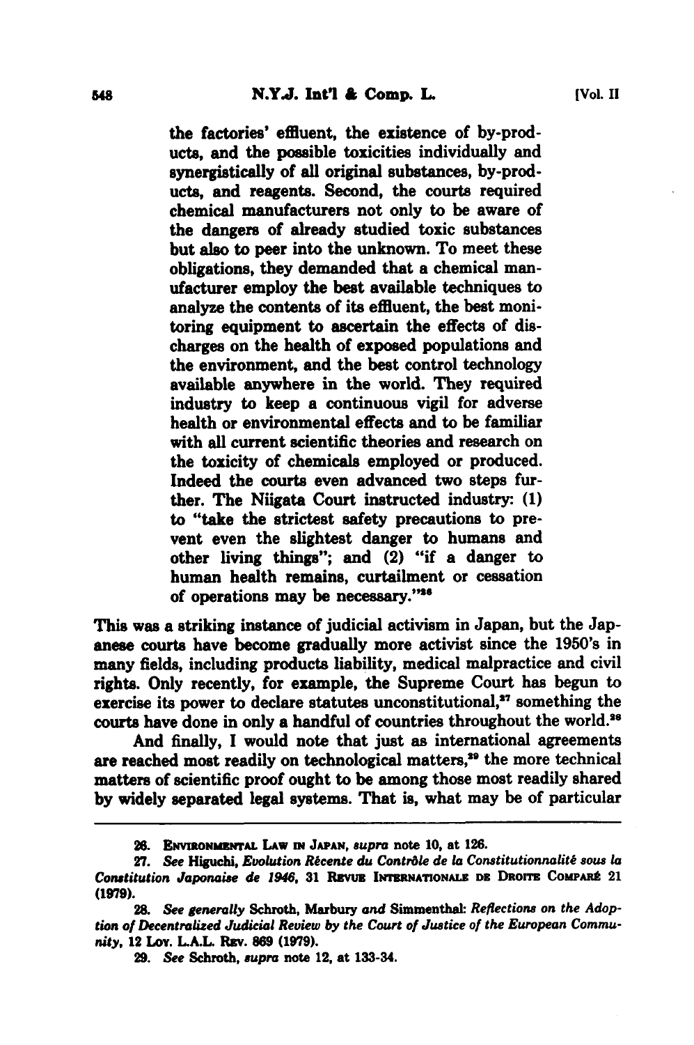> the factories' effluent, the existence of by-products, and the possible toxicities individually and synergistically of all original substances, by-products, and reagents. Second, the courts required chemical manufacturers not only to be aware of the dangers of already studied toxic substances but also to peer into the unknown. To meet these obligations, they demanded that a chemical manufacturer employ the best available techniques to analyze the contents of its effluent, the best monitoring equipment to ascertain the effects of discharges on the health of exposed populations and the environment, and the best control technology available anywhere in the world. They required industry to keep a continuous vigil for adverse health or environmental effects and to be familiar with all current scientific theories and research on the toxicity of chemicals employed or produced. Indeed the courts even advanced two steps further. The Niigata Court instructed industry: (1) to "take the strictest safety precautions to prevent even the slightest danger to humans and other living things"; and (2) "if a danger to human health remains, curtailment or cessation of operations may be necessary."[26]

This was a striking instance of judicial activism in Japan, but the Japanese courts have become gradually more activist since the 1950's in many fields, including products liability, medical malpractice and civil rights. Only recently, for example, the Supreme Court has begun to exercise its power to declare statutes unconstitutional,[27] something the courts have done in only a handful of countries throughout the world.[28]

And finally, I would note that just as international agreements are reached most readily on technological matters,[29] the more technical matters of scientific proof ought to be among those most readily shared by widely separated legal systems. That is, what may be of particular

---

26. ENVIRONMENTAL LAW IN JAPAN, *supra* note 10, at 126.

27. *See* Higuchi, *Evolution Récente du Contrôle de la Constitutionnalité sous la Constitution Japonaise de 1946*, 31 REVUE INTERNATIONALE DE DROITE COMPARÉ 21 (1979).

28. *See generally* Schroth, *Marbury and Simmenthal: Reflections on the Adoption of Decentralized Judicial Review by the Court of Justice of the European Community*, 12 LOY. L.A.L. REV. 869 (1979).

29. *See* Schroth, *supra* note 12, at 133-34.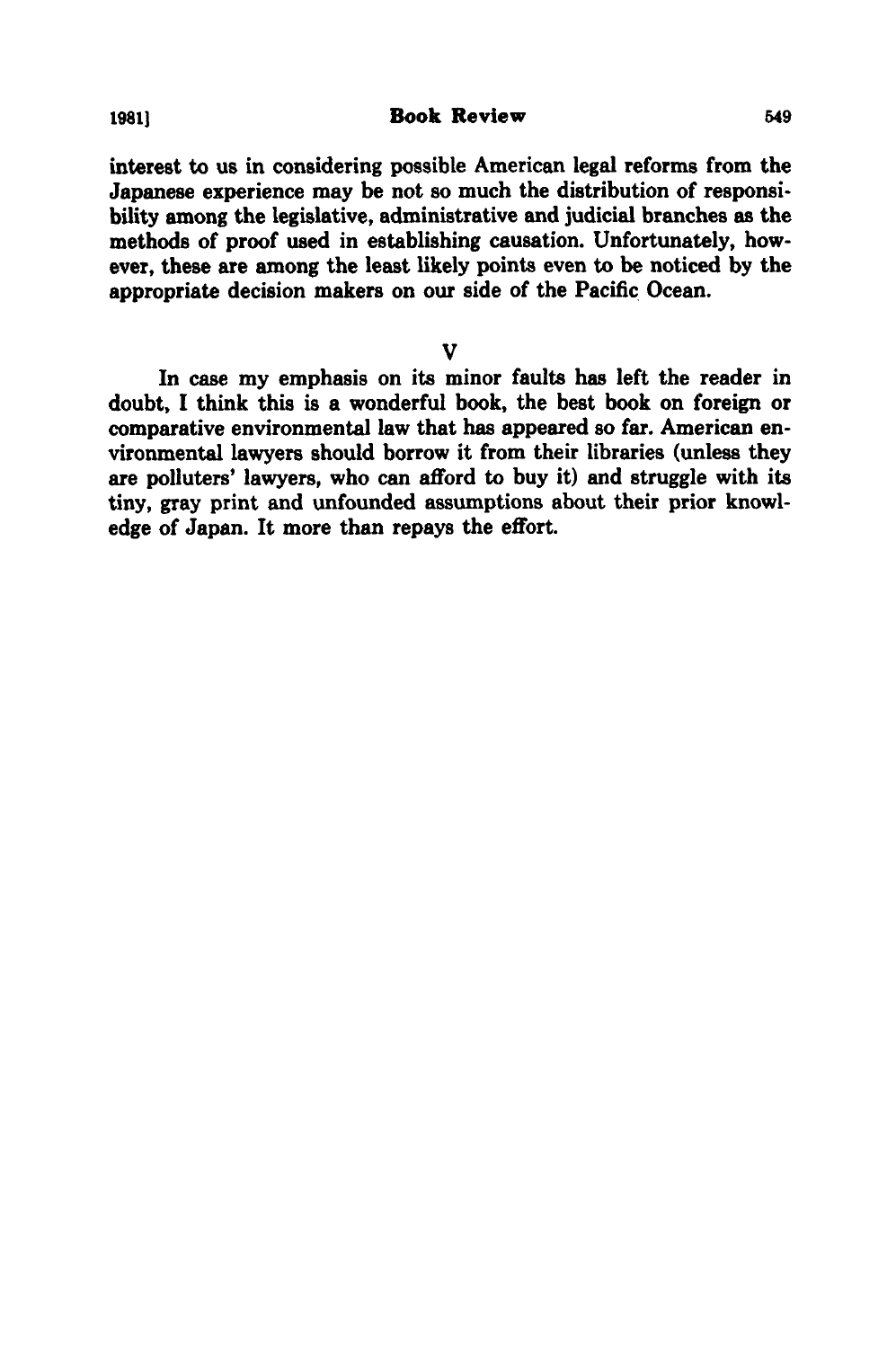interest to us in considering possible American legal reforms from the Japanese experience may be not so much the distribution of responsibility among the legislative, administrative and judicial branches as the methods of proof used in establishing causation. Unfortunately, however, these are among the least likely points even to be noticed by the appropriate decision makers on our side of the Pacific Ocean.

## V

In case my emphasis on its minor faults has left the reader in doubt, I think this is a wonderful book, the best book on foreign or comparative environmental law that has appeared so far. American environmental lawyers should borrow it from their libraries (unless they are polluters' lawyers, who can afford to buy it) and struggle with its tiny, gray print and unfounded assumptions about their prior knowledge of Japan. It more than repays the effort.